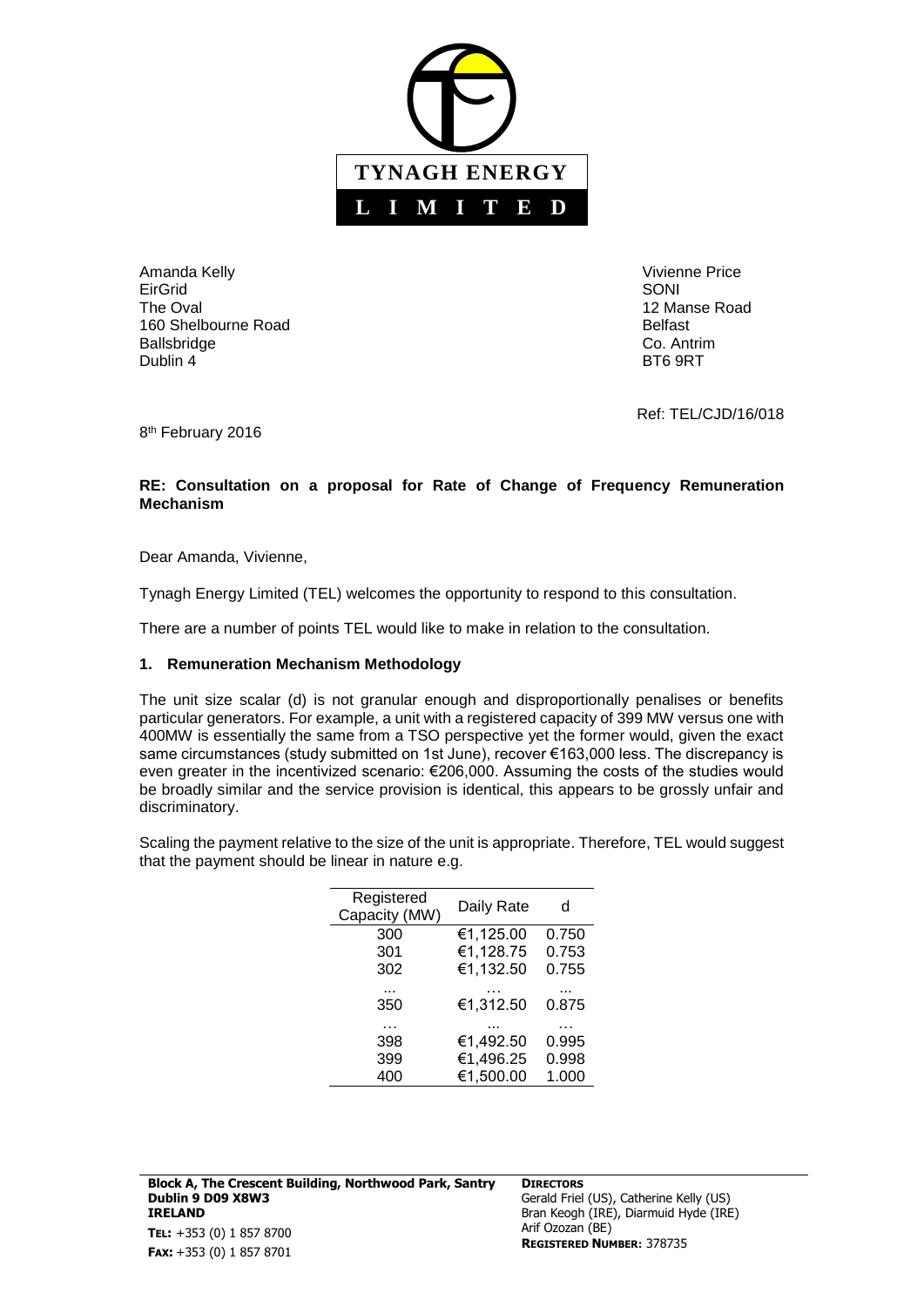TYNAGH ENERGY

L I M I T E D

Amanda Kelly
EirGrid
The Oval
160 Shelbourne Road
Ballsbridge
Dublin 4

Vivienne Price
SONI
12 Manse Road
Belfast
Co. Antrim
BT6 9RT

Ref: TEL/CJD/16/018

8th February 2016

**RE: Consultation on a proposal for Rate of Change of Frequency Remuneration Mechanism**

Dear Amanda, Vivienne,

Tynagh Energy Limited (TEL) welcomes the opportunity to respond to this consultation.

There are a number of points TEL would like to make in relation to the consultation.

### 1. Remuneration Mechanism Methodology

The unit size scalar (d) is not granular enough and disproportionally penalises or benefits particular generators. For example, a unit with a registered capacity of 399 MW versus one with 400MW is essentially the same from a TSO perspective yet the former would, given the exact same circumstances (study submitted on 1st June), recover €163,000 less. The discrepancy is even greater in the incentivized scenario: €206,000. Assuming the costs of the studies would be broadly similar and the service provision is identical, this appears to be grossly unfair and discriminatory.

Scaling the payment relative to the size of the unit is appropriate. Therefore, TEL would suggest that the payment should be linear in nature e.g.

| Registered Capacity (MW) | Daily Rate | d |
|---|---|---|
| 300 | €1,125.00 | 0.750 |
| 301 | €1,128.75 | 0.753 |
| 302 | €1,132.50 | 0.755 |
| ... | … | ... |
| 350 | €1,312.50 | 0.875 |
| … | ... | … |
| 398 | €1,492.50 | 0.995 |
| 399 | €1,496.25 | 0.998 |
| 400 | €1,500.00 | 1.000 |

**Block A, The Crescent Building, Northwood Park, Santry**
**Dublin 9 D09 X8W3**
**IRELAND**
**TEL:** +353 (0) 1 857 8700
**FAX:** +353 (0) 1 857 8701

**DIRECTORS**
Gerald Friel (US), Catherine Kelly (US)
Bran Keogh (IRE), Diarmuid Hyde (IRE)
Arif Ozozan (BE)
**REGISTERED NUMBER:** 378735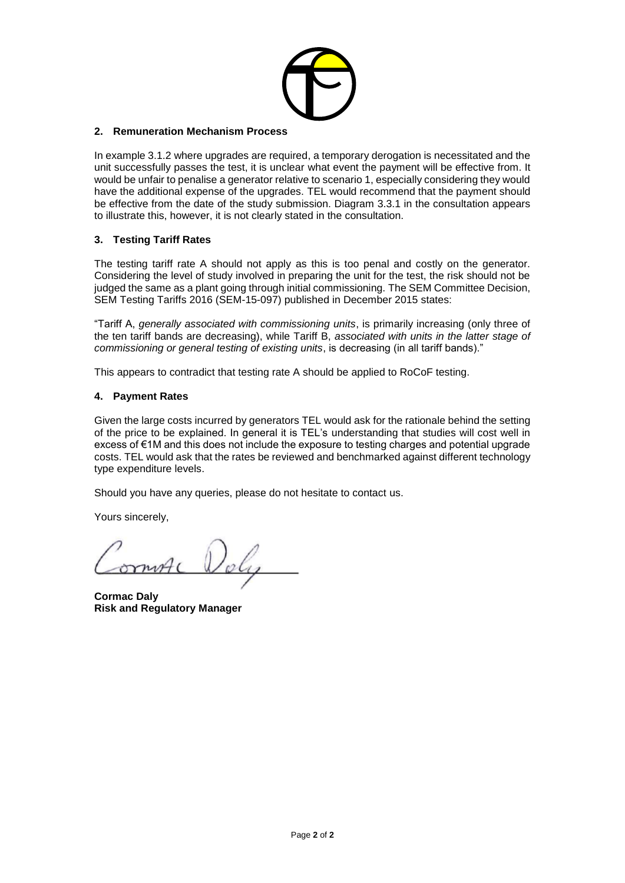## 2. Remuneration Mechanism Process

In example 3.1.2 where upgrades are required, a temporary derogation is necessitated and the unit successfully passes the test, it is unclear what event the payment will be effective from. It would be unfair to penalise a generator relative to scenario 1, especially considering they would have the additional expense of the upgrades. TEL would recommend that the payment should be effective from the date of the study submission. Diagram 3.3.1 in the consultation appears to illustrate this, however, it is not clearly stated in the consultation.

## 3. Testing Tariff Rates

The testing tariff rate A should not apply as this is too penal and costly on the generator. Considering the level of study involved in preparing the unit for the test, the risk should not be judged the same as a plant going through initial commissioning. The SEM Committee Decision, SEM Testing Tariffs 2016 (SEM-15-097) published in December 2015 states:

"Tariff A, *generally associated with commissioning units*, is primarily increasing (only three of the ten tariff bands are decreasing), while Tariff B, *associated with units in the latter stage of commissioning or general testing of existing units*, is decreasing (in all tariff bands)."

This appears to contradict that testing rate A should be applied to RoCoF testing.

## 4. Payment Rates

Given the large costs incurred by generators TEL would ask for the rationale behind the setting of the price to be explained. In general it is TEL's understanding that studies will cost well in excess of €1M and this does not include the exposure to testing charges and potential upgrade costs. TEL would ask that the rates be reviewed and benchmarked against different technology type expenditure levels.

Should you have any queries, please do not hesitate to contact us.

Yours sincerely,

**Cormac Daly**
**Risk and Regulatory Manager**